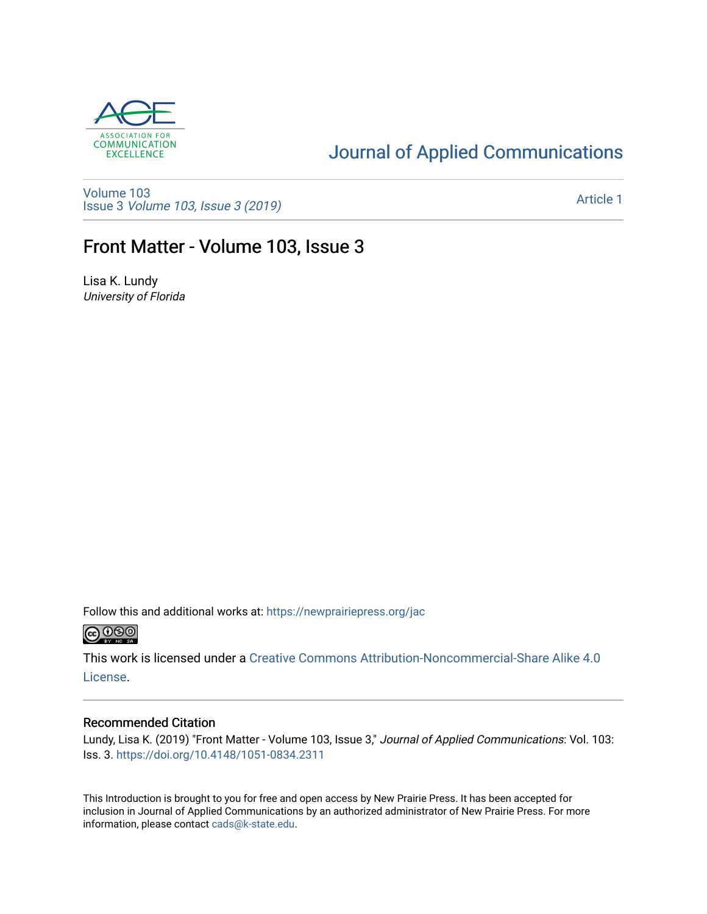Journal of Applied Communications

Volume 103
Issue 3 *Volume 103, Issue 3 (2019)*

Article 1

# Front Matter - Volume 103, Issue 3

Lisa K. Lundy
*University of Florida*

Follow this and additional works at: https://newprairiepress.org/jac

This work is licensed under a Creative Commons Attribution-Noncommercial-Share Alike 4.0 License.

## Recommended Citation

Lundy, Lisa K. (2019) "Front Matter - Volume 103, Issue 3," *Journal of Applied Communications*: Vol. 103: Iss. 3. https://doi.org/10.4148/1051-0834.2311

This Introduction is brought to you for free and open access by New Prairie Press. It has been accepted for inclusion in Journal of Applied Communications by an authorized administrator of New Prairie Press. For more information, please contact cads@k-state.edu.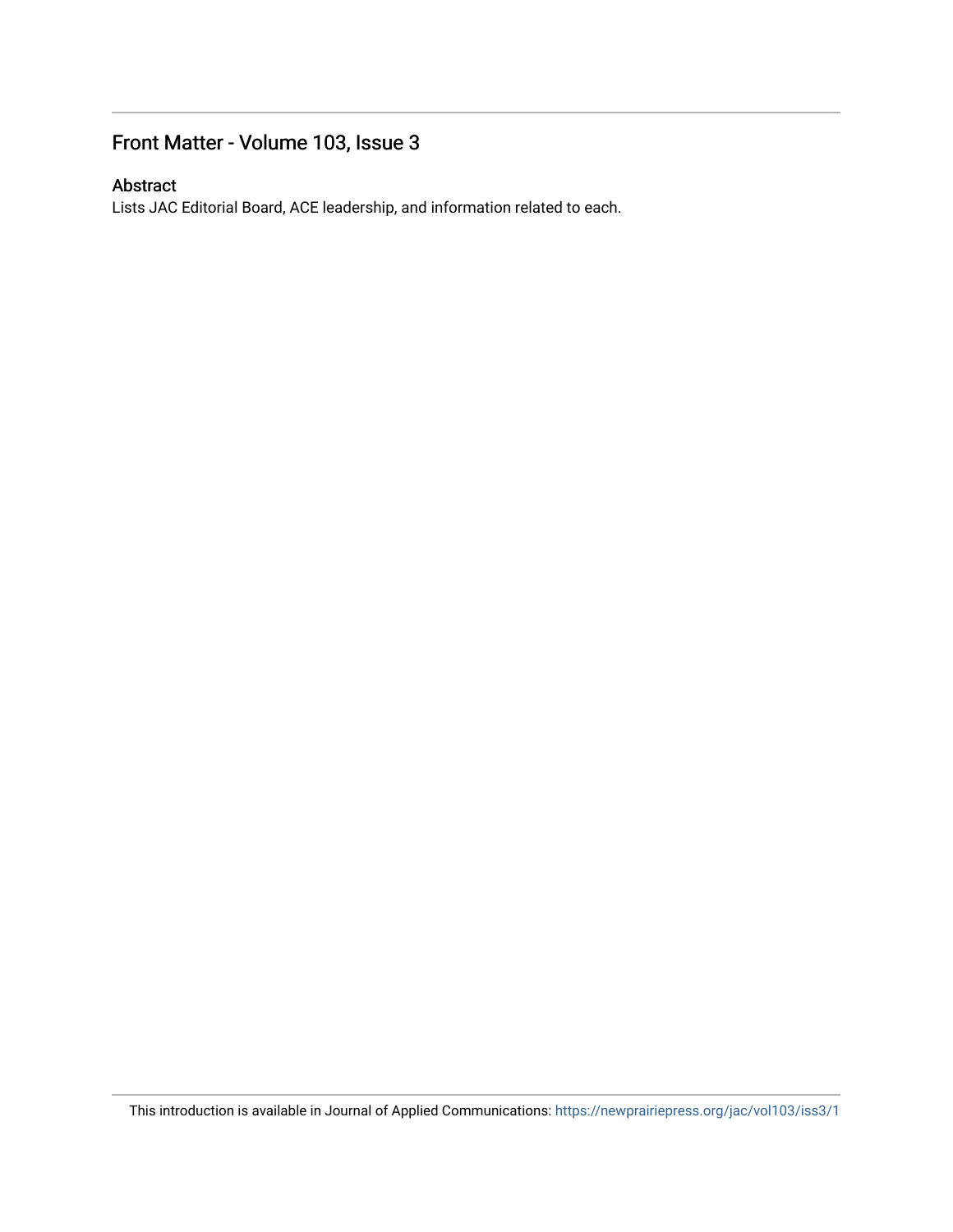# Front Matter - Volume 103, Issue 3

## Abstract

Lists JAC Editorial Board, ACE leadership, and information related to each.

This introduction is available in Journal of Applied Communications: https://newprairiepress.org/jac/vol103/iss3/1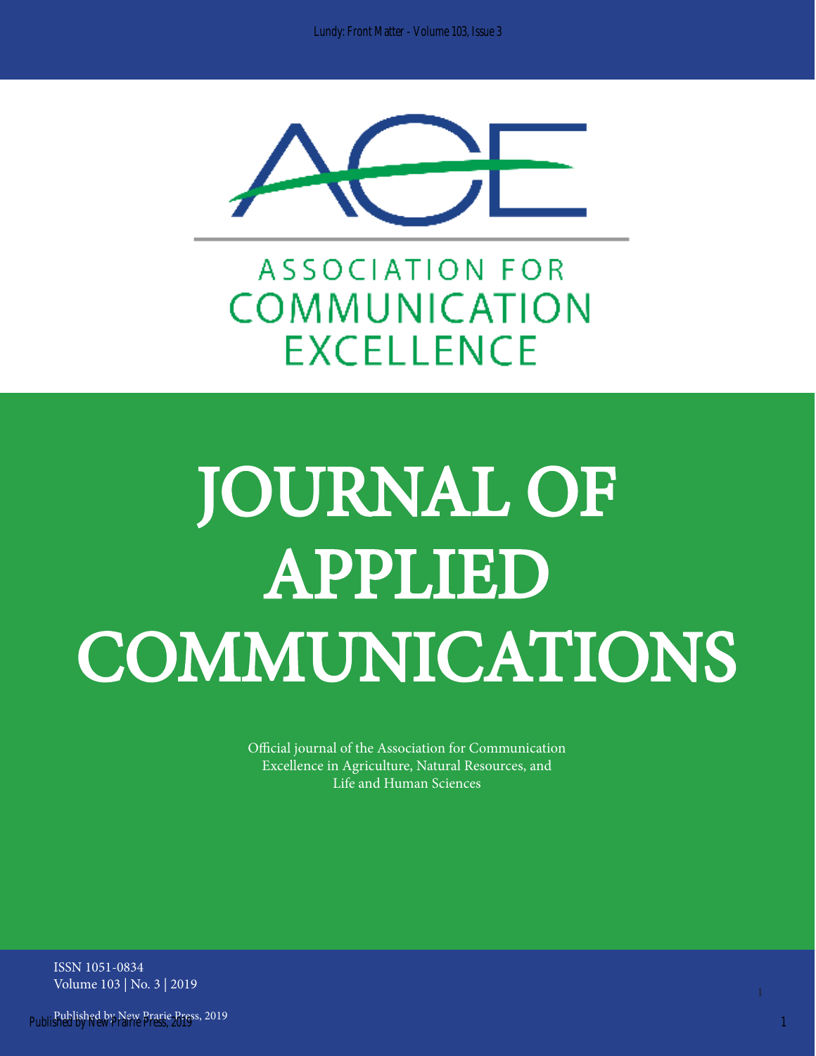ASSOCIATION FOR COMMUNICATION EXCELLENCE

# JOURNAL OF APPLIED COMMUNICATIONS

Official journal of the Association for Communication Excellence in Agriculture, Natural Resources, and Life and Human Sciences

ISSN 1051-0834
Volume 103 | No. 3 | 2019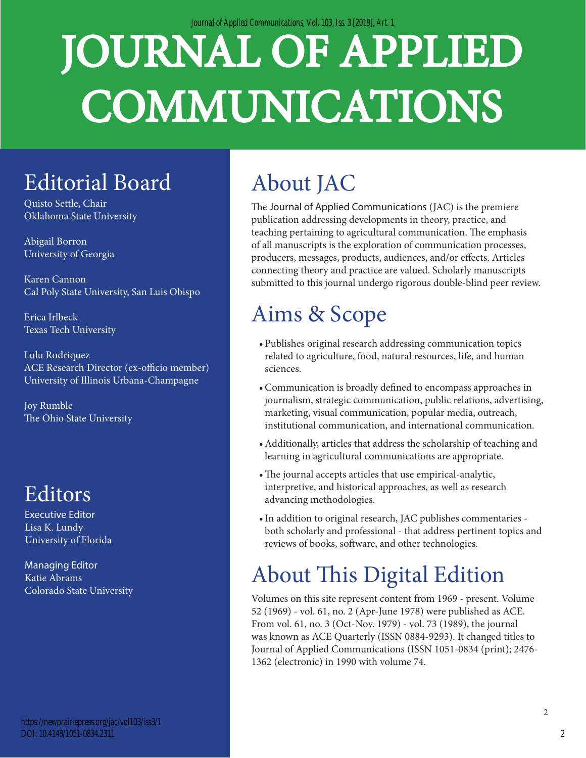# JOURNAL OF APPLIED COMMUNICATIONS

## Editorial Board

Quisto Settle, Chair
Oklahoma State University

Abigail Borron
University of Georgia

Karen Cannon
Cal Poly State University, San Luis Obispo

Erica Irlbeck
Texas Tech University

Lulu Rodriquez
ACE Research Director (ex-officio member)
University of Illinois Urbana-Champagne

Joy Rumble
The Ohio State University

## Editors

Executive Editor
Lisa K. Lundy
University of Florida

Managing Editor
Katie Abrams
Colorado State University

## About JAC

The Journal of Applied Communications (JAC) is the premiere publication addressing developments in theory, practice, and teaching pertaining to agricultural communication. The emphasis of all manuscripts is the exploration of communication processes, producers, messages, products, audiences, and/or effects. Articles connecting theory and practice are valued. Scholarly manuscripts submitted to this journal undergo rigorous double-blind peer review.

## Aims & Scope

- Publishes original research addressing communication topics related to agriculture, food, natural resources, life, and human sciences.
- Communication is broadly defined to encompass approaches in journalism, strategic communication, public relations, advertising, marketing, visual communication, popular media, outreach, institutional communication, and international communication.
- Additionally, articles that address the scholarship of teaching and learning in agricultural communications are appropriate.
- The journal accepts articles that use empirical-analytic, interpretive, and historical approaches, as well as research advancing methodologies.
- In addition to original research, JAC publishes commentaries - both scholarly and professional - that address pertinent topics and reviews of books, software, and other technologies.

## About This Digital Edition

Volumes on this site represent content from 1969 - present. Volume 52 (1969) - vol. 61, no. 2 (Apr-June 1978) were published as ACE. From vol. 61, no. 3 (Oct-Nov. 1979) - vol. 73 (1989), the journal was known as ACE Quarterly (ISSN 0884-9293). It changed titles to Journal of Applied Communications (ISSN 1051-0834 (print); 2476-1362 (electronic) in 1990 with volume 74.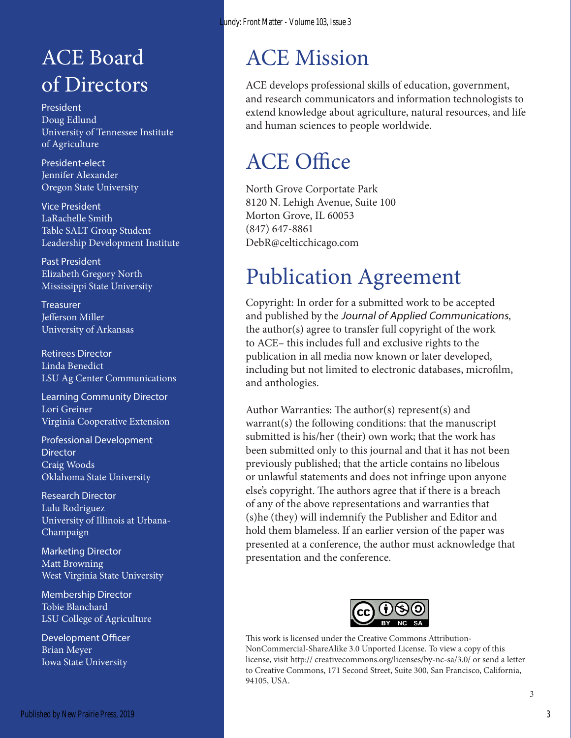# ACE Board of Directors

President
Doug Edlund
University of Tennessee Institute of Agriculture

President-elect
Jennifer Alexander
Oregon State University

Vice President
LaRachelle Smith
Table SALT Group Student Leadership Development Institute

Past President
Elizabeth Gregory North
Mississippi State University

Treasurer
Jefferson Miller
University of Arkansas

Retirees Director
Linda Benedict
LSU Ag Center Communications

Learning Community Director
Lori Greiner
Virginia Cooperative Extension

Professional Development Director
Craig Woods
Oklahoma State University

Research Director
Lulu Rodriguez
University of Illinois at Urbana-Champaign

Marketing Director
Matt Browning
West Virginia State University

Membership Director
Tobie Blanchard
LSU College of Agriculture

Development Officer
Brian Meyer
Iowa State University

# ACE Mission

ACE develops professional skills of education, government, and research communicators and information technologists to extend knowledge about agriculture, natural resources, and life and human sciences to people worldwide.

# ACE Office

North Grove Corportate Park
8120 N. Lehigh Avenue, Suite 100
Morton Grove, IL 60053
(847) 647-8861
DebR@celticchicago.com

# Publication Agreement

Copyright: In order for a submitted work to be accepted and published by the *Journal of Applied Communications*, the author(s) agree to transfer full copyright of the work to ACE– this includes full and exclusive rights to the publication in all media now known or later developed, including but not limited to electronic databases, microfilm, and anthologies.

Author Warranties: The author(s) represent(s) and warrant(s) the following conditions: that the manuscript submitted is his/her (their) own work; that the work has been submitted only to this journal and that it has not been previously published; that the article contains no libelous or unlawful statements and does not infringe upon anyone else's copyright. The authors agree that if there is a breach of any of the above representations and warranties that (s)he (they) will indemnify the Publisher and Editor and hold them blameless. If an earlier version of the paper was presented at a conference, the author must acknowledge that presentation and the conference.

This work is licensed under the Creative Commons Attribution-NonCommercial-ShareAlike 3.0 Unported License. To view a copy of this license, visit http:// creativecommons.org/licenses/by-nc-sa/3.0/ or send a letter to Creative Commons, 171 Second Street, Suite 300, San Francisco, California, 94105, USA.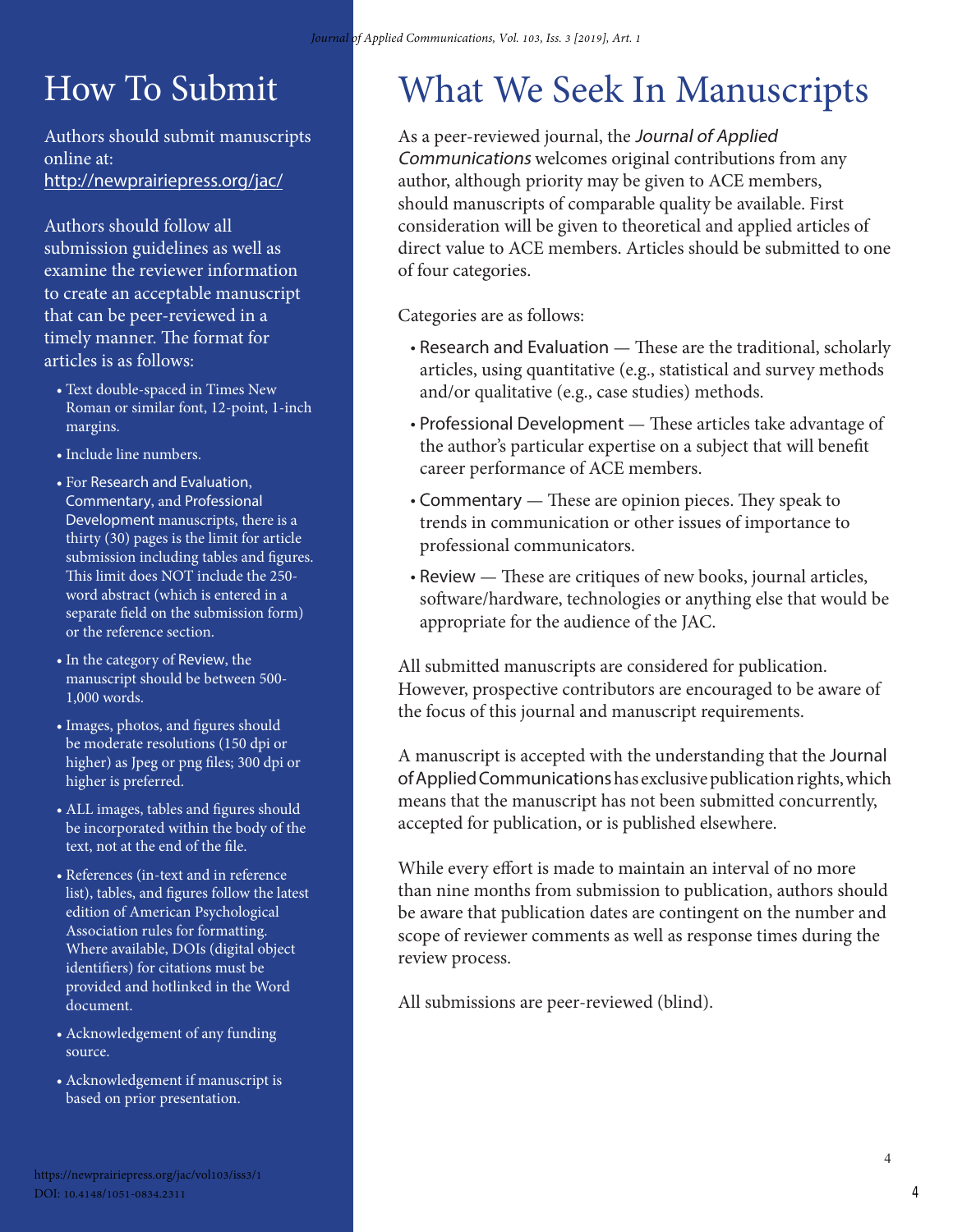# How To Submit

Authors should submit manuscripts online at:
http://newprairiepress.org/jac/

Authors should follow all submission guidelines as well as examine the reviewer information to create an acceptable manuscript that can be peer-reviewed in a timely manner. The format for articles is as follows:

- Text double-spaced in Times New Roman or similar font, 12-point, 1-inch margins.
- Include line numbers.
- For Research and Evaluation, Commentary, and Professional Development manuscripts, there is a thirty (30) pages is the limit for article submission including tables and figures. This limit does NOT include the 250-word abstract (which is entered in a separate field on the submission form) or the reference section.
- In the category of Review, the manuscript should be between 500-1,000 words.
- Images, photos, and figures should be moderate resolutions (150 dpi or higher) as Jpeg or png files; 300 dpi or higher is preferred.
- ALL images, tables and figures should be incorporated within the body of the text, not at the end of the file.
- References (in-text and in reference list), tables, and figures follow the latest edition of American Psychological Association rules for formatting. Where available, DOIs (digital object identifiers) for citations must be provided and hotlinked in the Word document.
- Acknowledgement of any funding source.
- Acknowledgement if manuscript is based on prior presentation.

# What We Seek In Manuscripts

As a peer-reviewed journal, the *Journal of Applied Communications* welcomes original contributions from any author, although priority may be given to ACE members, should manuscripts of comparable quality be available. First consideration will be given to theoretical and applied articles of direct value to ACE members. Articles should be submitted to one of four categories.

Categories are as follows:

- Research and Evaluation — These are the traditional, scholarly articles, using quantitative (e.g., statistical and survey methods and/or qualitative (e.g., case studies) methods.
- Professional Development — These articles take advantage of the author's particular expertise on a subject that will benefit career performance of ACE members.
- Commentary — These are opinion pieces. They speak to trends in communication or other issues of importance to professional communicators.
- Review — These are critiques of new books, journal articles, software/hardware, technologies or anything else that would be appropriate for the audience of the JAC.

All submitted manuscripts are considered for publication. However, prospective contributors are encouraged to be aware of the focus of this journal and manuscript requirements.

A manuscript is accepted with the understanding that the Journal of Applied Communications has exclusive publication rights, which means that the manuscript has not been submitted concurrently, accepted for publication, or is published elsewhere.

While every effort is made to maintain an interval of no more than nine months from submission to publication, authors should be aware that publication dates are contingent on the number and scope of reviewer comments as well as response times during the review process.

All submissions are peer-reviewed (blind).